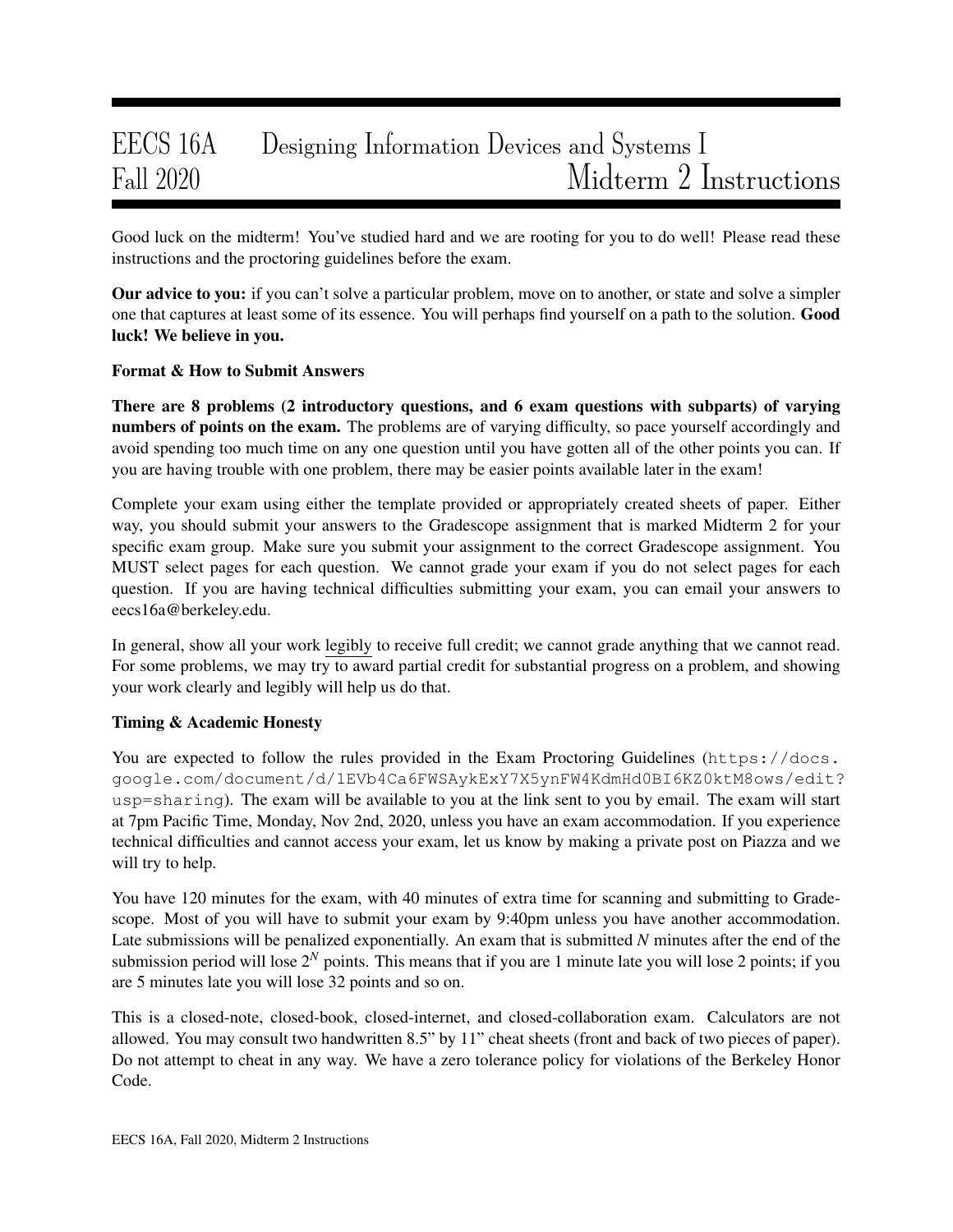# EECS 16A Designing Information Devices and Systems I
## Fall 2020 Midterm 2 Instructions

Good luck on the midterm! You've studied hard and we are rooting for you to do well! Please read these instructions and the proctoring guidelines before the exam.

**Our advice to you:** if you can't solve a particular problem, move on to another, or state and solve a simpler one that captures at least some of its essence. You will perhaps find yourself on a path to the solution. **Good luck! We believe in you.**

**Format & How to Submit Answers**

**There are 8 problems (2 introductory questions, and 6 exam questions with subparts) of varying numbers of points on the exam.** The problems are of varying difficulty, so pace yourself accordingly and avoid spending too much time on any one question until you have gotten all of the other points you can. If you are having trouble with one problem, there may be easier points available later in the exam!

Complete your exam using either the template provided or appropriately created sheets of paper. Either way, you should submit your answers to the Gradescope assignment that is marked Midterm 2 for your specific exam group. Make sure you submit your assignment to the correct Gradescope assignment. You MUST select pages for each question. We cannot grade your exam if you do not select pages for each question. If you are having technical difficulties submitting your exam, you can email your answers to eecs16a@berkeley.edu.

In general, show all your work legibly to receive full credit; we cannot grade anything that we cannot read. For some problems, we may try to award partial credit for substantial progress on a problem, and showing your work clearly and legibly will help us do that.

**Timing & Academic Honesty**

You are expected to follow the rules provided in the Exam Proctoring Guidelines (`https://docs.google.com/document/d/1EVb4Ca6FWSAykExY7X5ynFW4KdmHd0BI6KZ0ktM8ows/edit?usp=sharing`). The exam will be available to you at the link sent to you by email. The exam will start at 7pm Pacific Time, Monday, Nov 2nd, 2020, unless you have an exam accommodation. If you experience technical difficulties and cannot access your exam, let us know by making a private post on Piazza and we will try to help.

You have 120 minutes for the exam, with 40 minutes of extra time for scanning and submitting to Gradescope. Most of you will have to submit your exam by 9:40pm unless you have another accommodation. Late submissions will be penalized exponentially. An exam that is submitted $N$ minutes after the end of the submission period will lose $2^N$ points. This means that if you are 1 minute late you will lose 2 points; if you are 5 minutes late you will lose 32 points and so on.

This is a closed-note, closed-book, closed-internet, and closed-collaboration exam. Calculators are not allowed. You may consult two handwritten 8.5" by 11" cheat sheets (front and back of two pieces of paper). Do not attempt to cheat in any way. We have a zero tolerance policy for violations of the Berkeley Honor Code.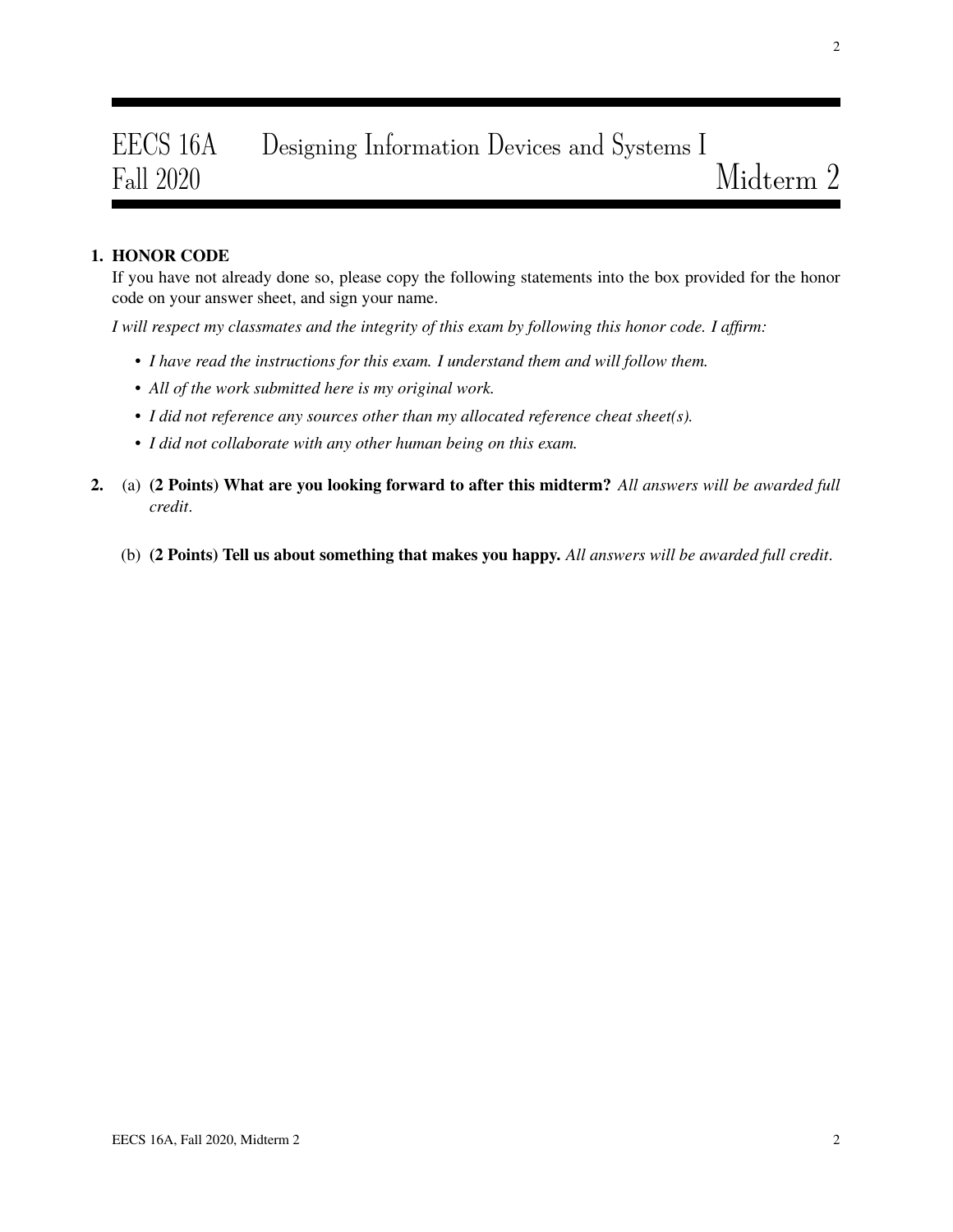# EECS 16A Designing Information Devices and Systems I
## Fall 2020 Midterm 2

**1. HONOR CODE**

If you have not already done so, please copy the following statements into the box provided for the honor code on your answer sheet, and sign your name.

*I will respect my classmates and the integrity of this exam by following this honor code. I affirm:*

- *I have read the instructions for this exam. I understand them and will follow them.*
- *All of the work submitted here is my original work.*
- *I did not reference any sources other than my allocated reference cheat sheet(s).*
- *I did not collaborate with any other human being on this exam.*

**2.** (a) **(2 Points) What are you looking forward to after this midterm?** *All answers will be awarded full credit*.

(b) **(2 Points) Tell us about something that makes you happy.** *All answers will be awarded full credit*.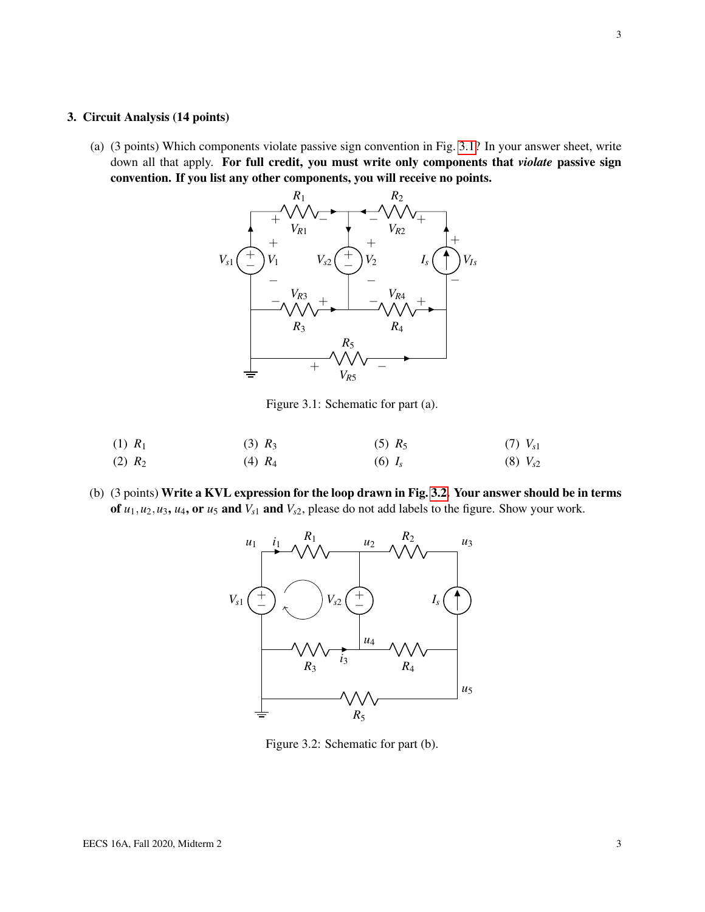## 3. Circuit Analysis (14 points)

(a) (3 points) Which components violate passive sign convention in Fig. 3.1? In your answer sheet, write down all that apply. **For full credit, you must write only components that *violate* passive sign convention. If you list any other components, you will receive no points.**

Figure 3.1: Schematic for part (a).

| | | | |
|---|---|---|---|
| (1) $R_1$ | (3) $R_3$ | (5) $R_5$ | (7) $V_{s1}$ |
| (2) $R_2$ | (4) $R_4$ | (6) $I_s$ | (8) $V_{s2}$ |

(b) (3 points) **Write a KVL expression for the loop drawn in Fig. 3.2. Your answer should be in terms of $u_1, u_2, u_3$, $u_4$, or $u_5$ and $V_{s1}$ and $V_{s2}$**, please do not add labels to the figure. Show your work.

Figure 3.2: Schematic for part (b).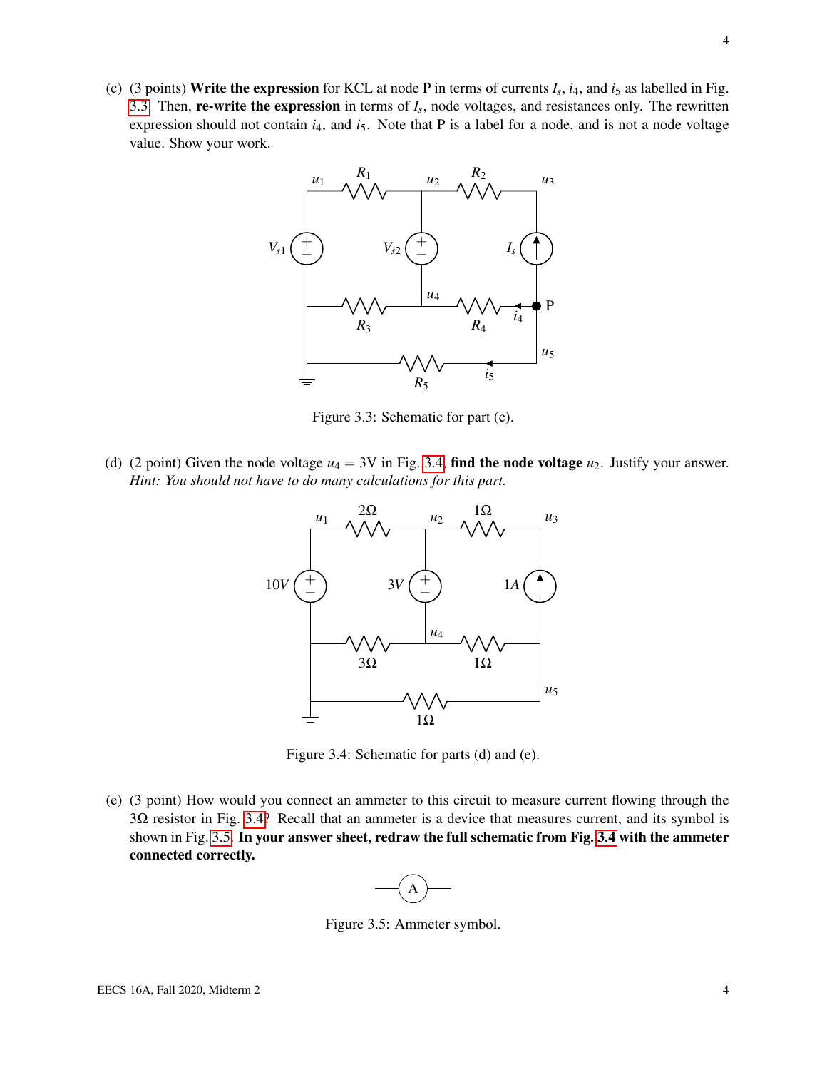(c) (3 points) **Write the expression** for KCL at node P in terms of currents $I_s$, $i_4$, and $i_5$ as labelled in Fig. 3.3. Then, **re-write the expression** in terms of $I_s$, node voltages, and resistances only. The rewritten expression should not contain $i_4$, and $i_5$. Note that P is a label for a node, and is not a node voltage value. Show your work.

Figure 3.3: Schematic for part (c).

(d) (2 point) Given the node voltage $u_4 = 3\text{V}$ in Fig. 3.4, **find the node voltage** $u_2$. Justify your answer. *Hint: You should not have to do many calculations for this part.*

Figure 3.4: Schematic for parts (d) and (e).

(e) (3 point) How would you connect an ammeter to this circuit to measure current flowing through the $3\Omega$ resistor in Fig. 3.4? Recall that an ammeter is a device that measures current, and its symbol is shown in Fig. 3.5. **In your answer sheet, redraw the full schematic from Fig. 3.4 with the ammeter connected correctly.**

Figure 3.5: Ammeter symbol.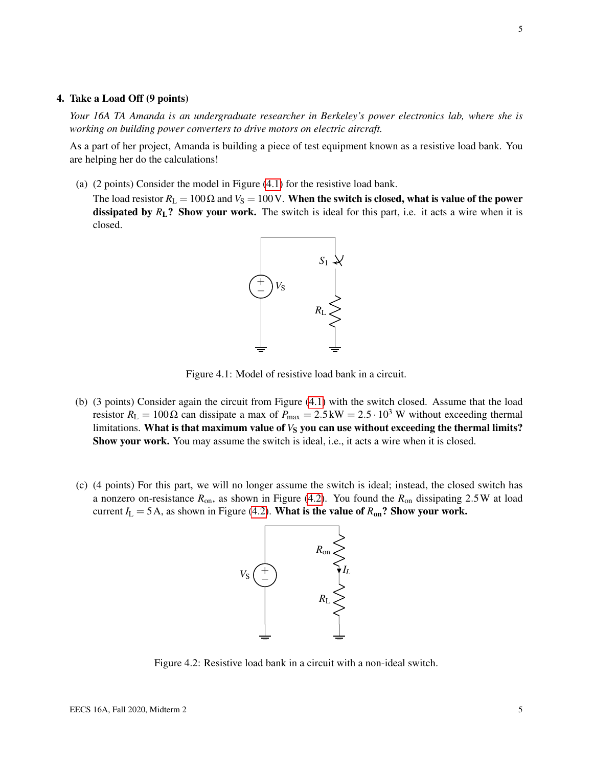## 4. Take a Load Off (9 points)

*Your 16A TA Amanda is an undergraduate researcher in Berkeley's power electronics lab, where she is working on building power converters to drive motors on electric aircraft.*

As a part of her project, Amanda is building a piece of test equipment known as a resistive load bank. You are helping her do the calculations!

(a) (2 points) Consider the model in Figure (4.1) for the resistive load bank.

The load resistor $R_L = 100\,\Omega$ and $V_S = 100\,\text{V}$. **When the switch is closed, what is value of the power dissipated by $R_L$? Show your work.** The switch is ideal for this part, i.e. it acts a wire when it is closed.

Figure 4.1: Model of resistive load bank in a circuit.

(b) (3 points) Consider again the circuit from Figure (4.1) with the switch closed. Assume that the load resistor $R_L = 100\,\Omega$ can dissipate a max of $P_{max} = 2.5\,\text{kW} = 2.5 \cdot 10^3$ W without exceeding thermal limitations. **What is that maximum value of $V_S$ you can use without exceeding the thermal limits? Show your work.** You may assume the switch is ideal, i.e., it acts a wire when it is closed.

(c) (4 points) For this part, we will no longer assume the switch is ideal; instead, the closed switch has a nonzero on-resistance $R_{on}$, as shown in Figure (4.2). You found the $R_{on}$ dissipating 2.5 W at load current $I_L = 5\,\text{A}$, as shown in Figure (4.2). **What is the value of $R_{on}$? Show your work.**

Figure 4.2: Resistive load bank in a circuit with a non-ideal switch.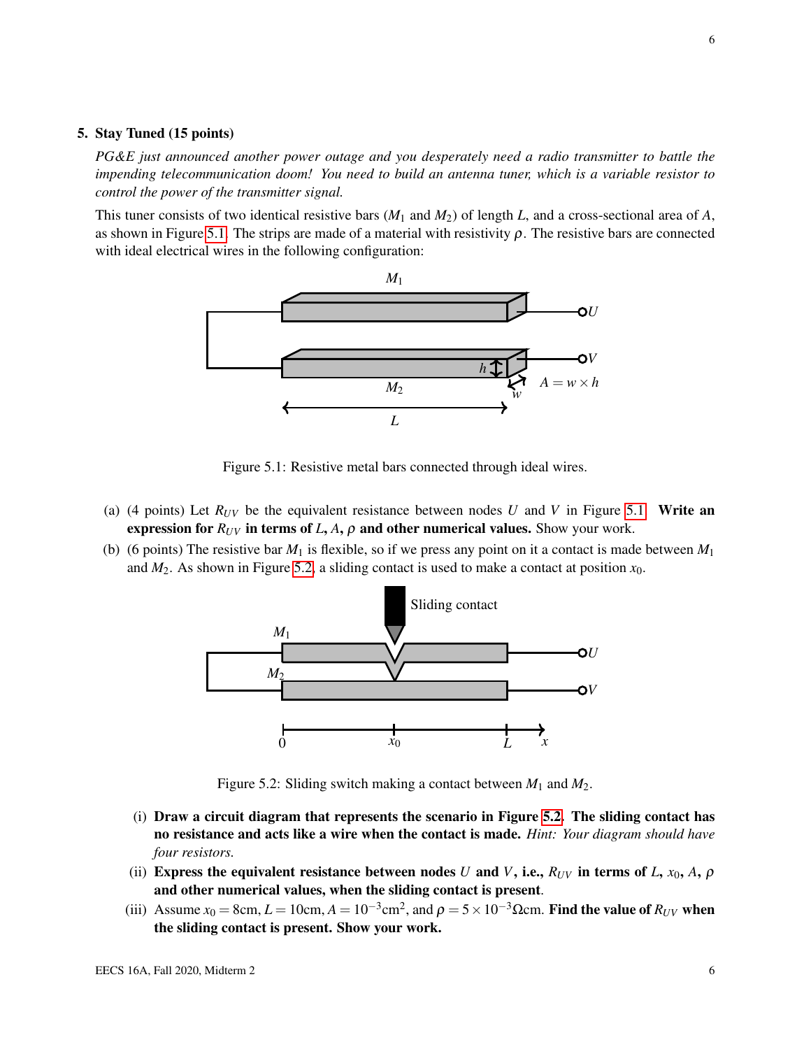## 5. Stay Tuned (15 points)

*PG&E just announced another power outage and you desperately need a radio transmitter to battle the impending telecommunication doom! You need to build an antenna tuner, which is a variable resistor to control the power of the transmitter signal.*

This tuner consists of two identical resistive bars ($M_1$ and $M_2$) of length $L$, and a cross-sectional area of $A$, as shown in Figure 5.1. The strips are made of a material with resistivity $\rho$. The resistive bars are connected with ideal electrical wires in the following configuration:

Figure 5.1: Resistive metal bars connected through ideal wires.

(a) (4 points) Let $R_{UV}$ be the equivalent resistance between nodes $U$ and $V$ in Figure 5.1. **Write an expression for $R_{UV}$ in terms of $L$, $A$, $\rho$ and other numerical values.** Show your work.

(b) (6 points) The resistive bar $M_1$ is flexible, so if we press any point on it a contact is made between $M_1$ and $M_2$. As shown in Figure 5.2, a sliding contact is used to make a contact at position $x_0$.

Figure 5.2: Sliding switch making a contact between $M_1$ and $M_2$.

(i) **Draw a circuit diagram that represents the scenario in Figure 5.2. The sliding contact has no resistance and acts like a wire when the contact is made.** *Hint: Your diagram should have four resistors.*

(ii) **Express the equivalent resistance between nodes $U$ and $V$, i.e., $R_{UV}$ in terms of $L$, $x_0$, $A$, $\rho$ and other numerical values, when the sliding contact is present.**

(iii) Assume $x_0 = 8\text{cm}$, $L = 10\text{cm}$, $A = 10^{-3}\text{cm}^2$, and $\rho = 5 \times 10^{-3}\Omega\text{cm}$. **Find the value of $R_{UV}$ when the sliding contact is present. Show your work.**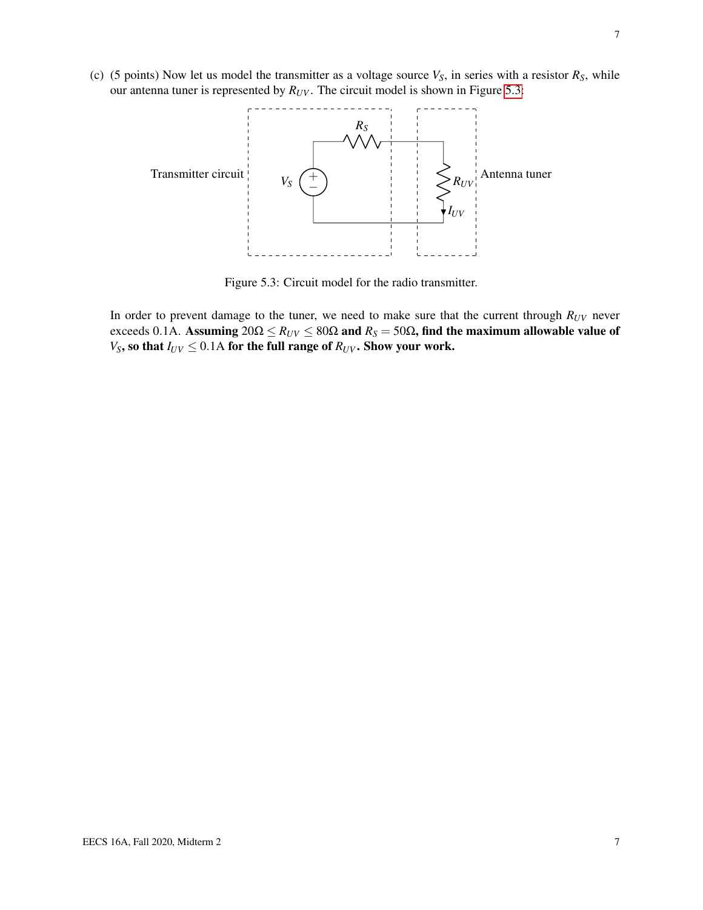(c) (5 points) Now let us model the transmitter as a voltage source $V_S$, in series with a resistor $R_S$, while our antenna tuner is represented by $R_{UV}$. The circuit model is shown in Figure 5.3:

Figure 5.3: Circuit model for the radio transmitter.

In order to prevent damage to the tuner, we need to make sure that the current through $R_{UV}$ never exceeds 0.1A. **Assuming $20\Omega \leq R_{UV} \leq 80\Omega$ and $R_S = 50\Omega$, find the maximum allowable value of $V_S$, so that $I_{UV} \leq 0.1\text{A}$ for the full range of $R_{UV}$. Show your work.**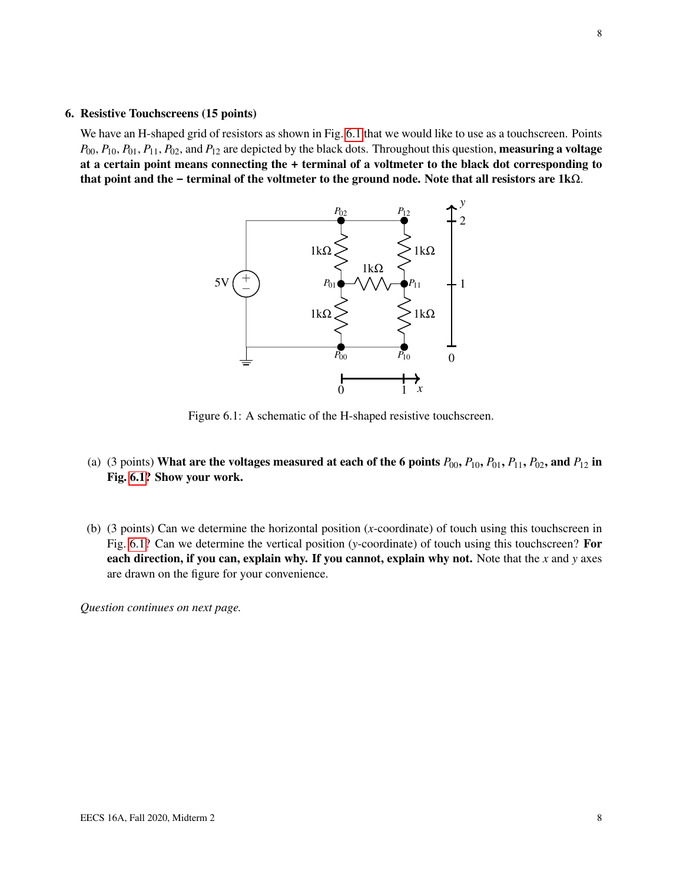### 6. Resistive Touchscreens (15 points)

We have an H-shaped grid of resistors as shown in Fig. 6.1 that we would like to use as a touchscreen. Points $P_{00}$, $P_{10}$, $P_{01}$, $P_{11}$, $P_{02}$, and $P_{12}$ are depicted by the black dots. Throughout this question, **measuring a voltage at a certain point means connecting the + terminal of a voltmeter to the black dot corresponding to that point and the − terminal of the voltmeter to the ground node. Note that all resistors are 1kΩ.**

Figure 6.1: A schematic of the H-shaped resistive touchscreen.

(a) (3 points) **What are the voltages measured at each of the 6 points $P_{00}$, $P_{10}$, $P_{01}$, $P_{11}$, $P_{02}$, and $P_{12}$ in Fig. 6.1? Show your work.**

(b) (3 points) Can we determine the horizontal position ($x$-coordinate) of touch using this touchscreen in Fig. 6.1? Can we determine the vertical position ($y$-coordinate) of touch using this touchscreen? **For each direction, if you can, explain why. If you cannot, explain why not.** Note that the $x$ and $y$ axes are drawn on the figure for your convenience.

*Question continues on next page.*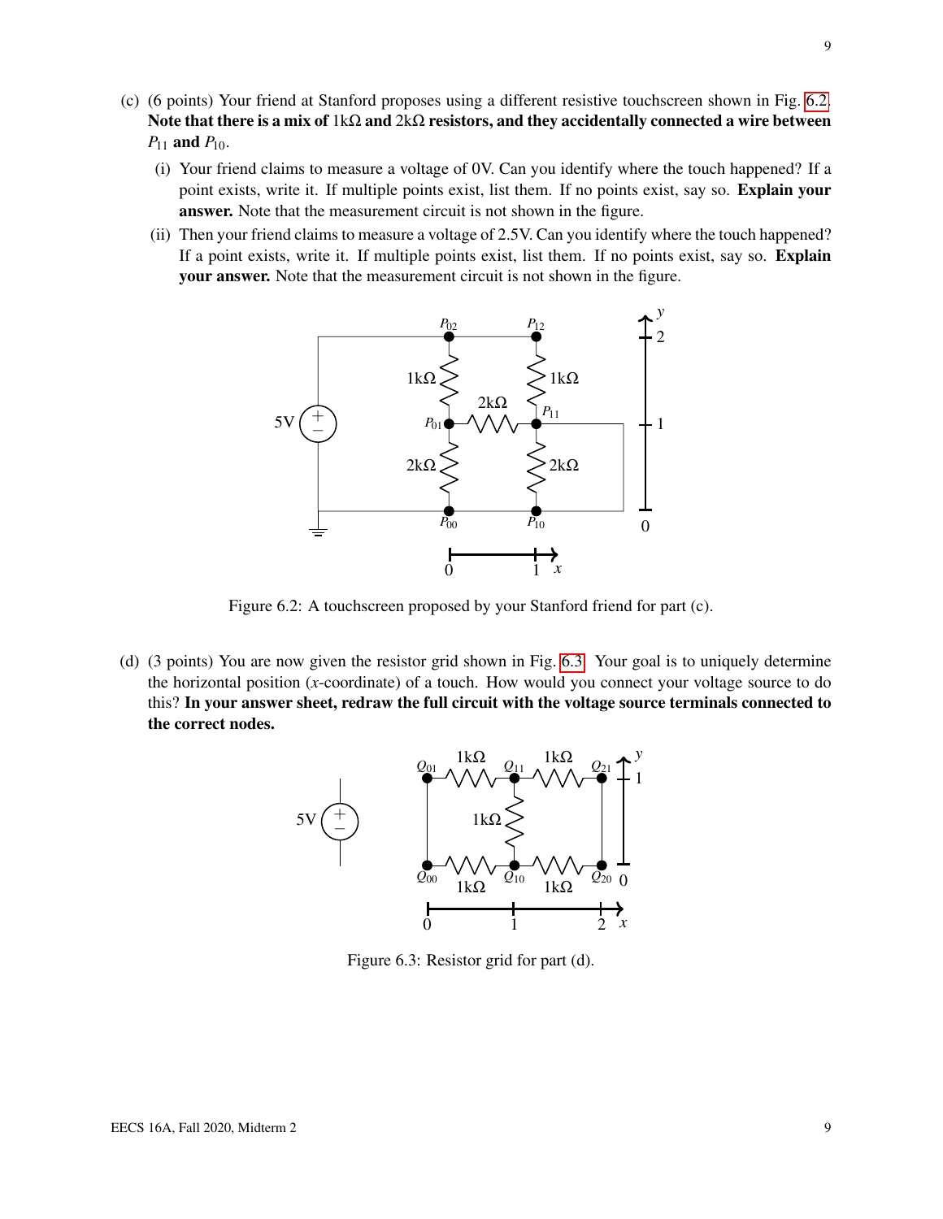(c) (6 points) Your friend at Stanford proposes using a different resistive touchscreen shown in Fig. 6.2. **Note that there is a mix of $1\text{k}\Omega$ and $2\text{k}\Omega$ resistors, and they accidentally connected a wire between $P_{11}$ and $P_{10}$.**

  (i) Your friend claims to measure a voltage of 0V. Can you identify where the touch happened? If a point exists, write it. If multiple points exist, list them. If no points exist, say so. **Explain your answer.** Note that the measurement circuit is not shown in the figure.

  (ii) Then your friend claims to measure a voltage of 2.5V. Can you identify where the touch happened? If a point exists, write it. If multiple points exist, list them. If no points exist, say so. **Explain your answer.** Note that the measurement circuit is not shown in the figure.

Figure 6.2: A touchscreen proposed by your Stanford friend for part (c).

(d) (3 points) You are now given the resistor grid shown in Fig. 6.3. Your goal is to uniquely determine the horizontal position ($x$-coordinate) of a touch. How would you connect your voltage source to do this? **In your answer sheet, redraw the full circuit with the voltage source terminals connected to the correct nodes.**

Figure 6.3: Resistor grid for part (d).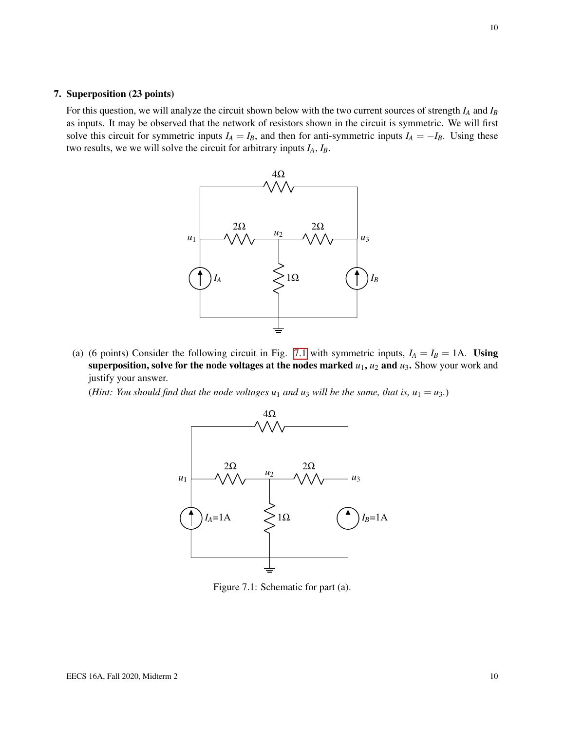## 7. Superposition (23 points)

For this question, we will analyze the circuit shown below with the two current sources of strength $I_A$ and $I_B$ as inputs. It may be observed that the network of resistors shown in the circuit is symmetric. We will first solve this circuit for symmetric inputs $I_A = I_B$, and then for anti-symmetric inputs $I_A = -I_B$. Using these two results, we we will solve the circuit for arbitrary inputs $I_A$, $I_B$.

(a) (6 points) Consider the following circuit in Fig. 7.1 with symmetric inputs, $I_A = I_B = 1\text{A}$. **Using superposition, solve for the node voltages at the nodes marked $u_1$, $u_2$ and $u_3$.** Show your work and justify your answer.

(*Hint: You should find that the node voltages $u_1$ and $u_3$ will be the same, that is, $u_1 = u_3$.*)

Figure 7.1: Schematic for part (a).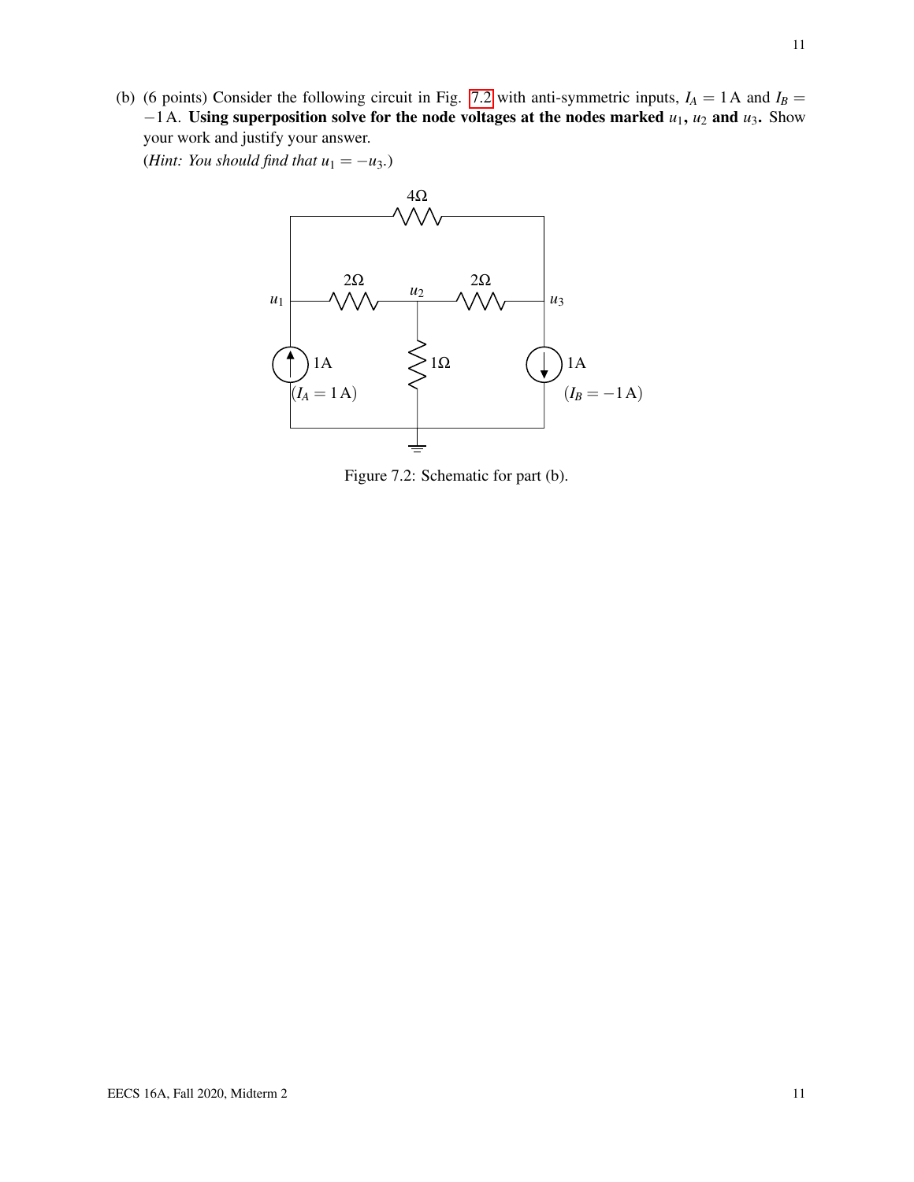(b) (6 points) Consider the following circuit in Fig. 7.2 with anti-symmetric inputs, $I_A = 1\,\text{A}$ and $I_B = -1\,\text{A}$. **Using superposition solve for the node voltages at the nodes marked $u_1$, $u_2$ and $u_3$.** Show your work and justify your answer.

(*Hint: You should find that $u_1 = -u_3$.*)

Figure 7.2: Schematic for part (b).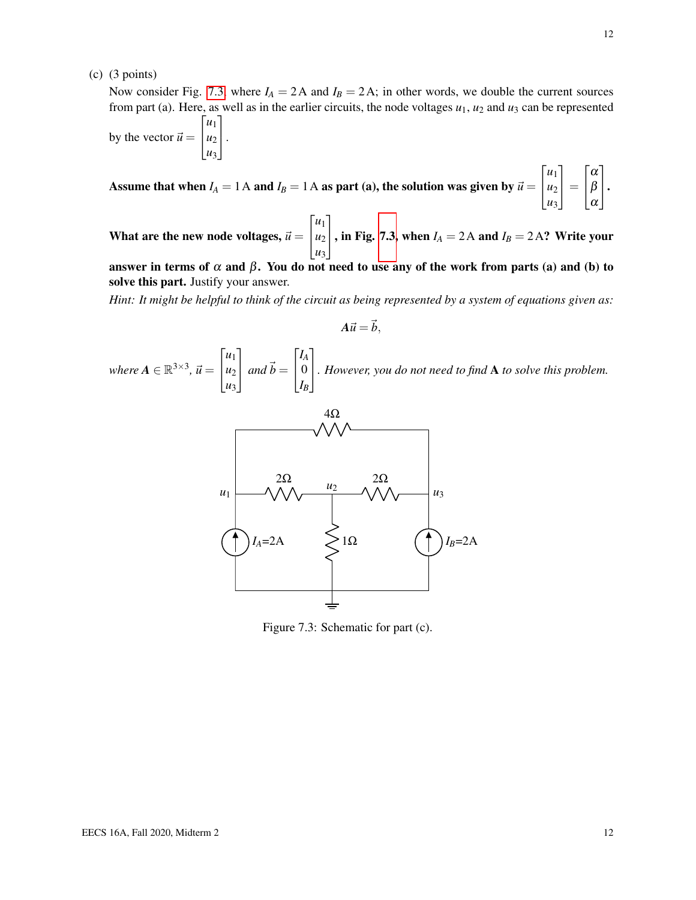(c) (3 points)

Now consider Fig. 7.3 where $I_A = 2\,\text{A}$ and $I_B = 2\,\text{A}$; in other words, we double the current sources from part (a). Here, as well as in the earlier circuits, the node voltages $u_1$, $u_2$ and $u_3$ can be represented by the vector $\vec{u} = \begin{bmatrix} u_1 \\ u_2 \\ u_3 \end{bmatrix}$.

**Assume that when $I_A = 1\,\text{A}$ and $I_B = 1\,\text{A}$ as part (a), the solution was given by $\vec{u} = \begin{bmatrix} u_1 \\ u_2 \\ u_3 \end{bmatrix} = \begin{bmatrix} \alpha \\ \beta \\ \alpha \end{bmatrix}$.**

**What are the new node voltages, $\vec{u} = \begin{bmatrix} u_1 \\ u_2 \\ u_3 \end{bmatrix}$, in Fig. 7.3, when $I_A = 2\,\text{A}$ and $I_B = 2\,\text{A}$? Write your answer in terms of $\alpha$ and $\beta$. You do not need to use any of the work from parts (a) and (b) to solve this part.** Justify your answer.

*Hint: It might be helpful to think of the circuit as being represented by a system of equations given as:*

$$\mathbf{A}\vec{u} = \vec{b},$$

*where $\mathbf{A} \in \mathbb{R}^{3\times 3}$, $\vec{u} = \begin{bmatrix} u_1 \\ u_2 \\ u_3 \end{bmatrix}$ and $\vec{b} = \begin{bmatrix} I_A \\ 0 \\ I_B \end{bmatrix}$. However, you do not need to find* $\mathbf{A}$ *to solve this problem.*

Figure 7.3: Schematic for part (c).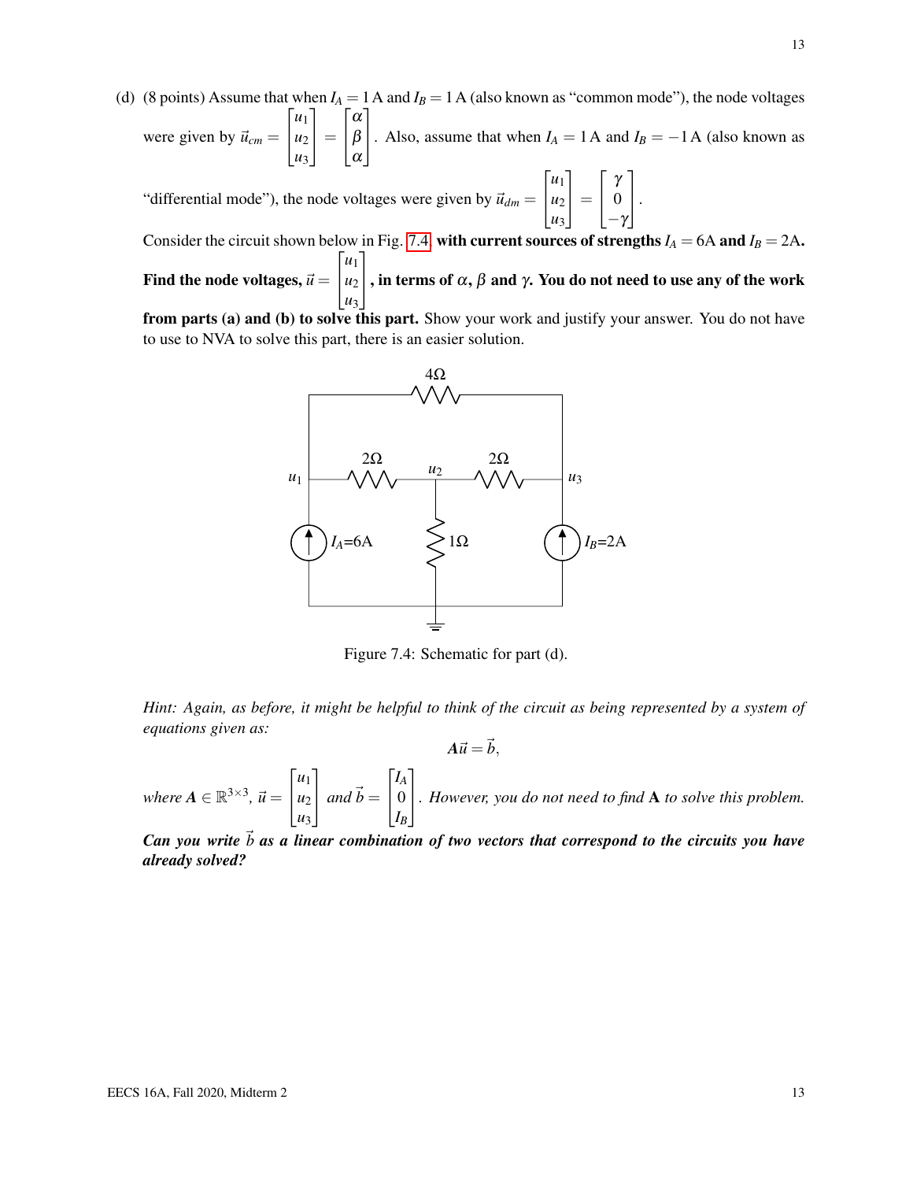(d) (8 points) Assume that when $I_A = 1\,\text{A}$ and $I_B = 1\,\text{A}$ (also known as "common mode"), the node voltages were given by $\vec{u}_{cm} = \begin{bmatrix} u_1 \\ u_2 \\ u_3 \end{bmatrix} = \begin{bmatrix} \alpha \\ \beta \\ \alpha \end{bmatrix}$. Also, assume that when $I_A = 1\,\text{A}$ and $I_B = -1\,\text{A}$ (also known as "differential mode"), the node voltages were given by $\vec{u}_{dm} = \begin{bmatrix} u_1 \\ u_2 \\ u_3 \end{bmatrix} = \begin{bmatrix} \gamma \\ 0 \\ -\gamma \end{bmatrix}$.

Consider the circuit shown below in Fig. 7.4, **with current sources of strengths $I_A = 6\text{A}$ and $I_B = 2\text{A}$. Find the node voltages, $\vec{u} = \begin{bmatrix} u_1 \\ u_2 \\ u_3 \end{bmatrix}$, in terms of $\alpha$, $\beta$ and $\gamma$. You do not need to use any of the work from parts (a) and (b) to solve this part.** Show your work and justify your answer. You do not have to use to NVA to solve this part, there is an easier solution.

Figure 7.4: Schematic for part (d).

*Hint: Again, as before, it might be helpful to think of the circuit as being represented by a system of equations given as:*

$$\mathbf{A}\vec{u} = \vec{b},$$

*where $\mathbf{A} \in \mathbb{R}^{3\times 3}$, $\vec{u} = \begin{bmatrix} u_1 \\ u_2 \\ u_3 \end{bmatrix}$ and $\vec{b} = \begin{bmatrix} I_A \\ 0 \\ I_B \end{bmatrix}$. However, you do not need to find $\mathbf{A}$ to solve this problem.*

***Can you write $\vec{b}$ as a linear combination of two vectors that correspond to the circuits you have already solved?***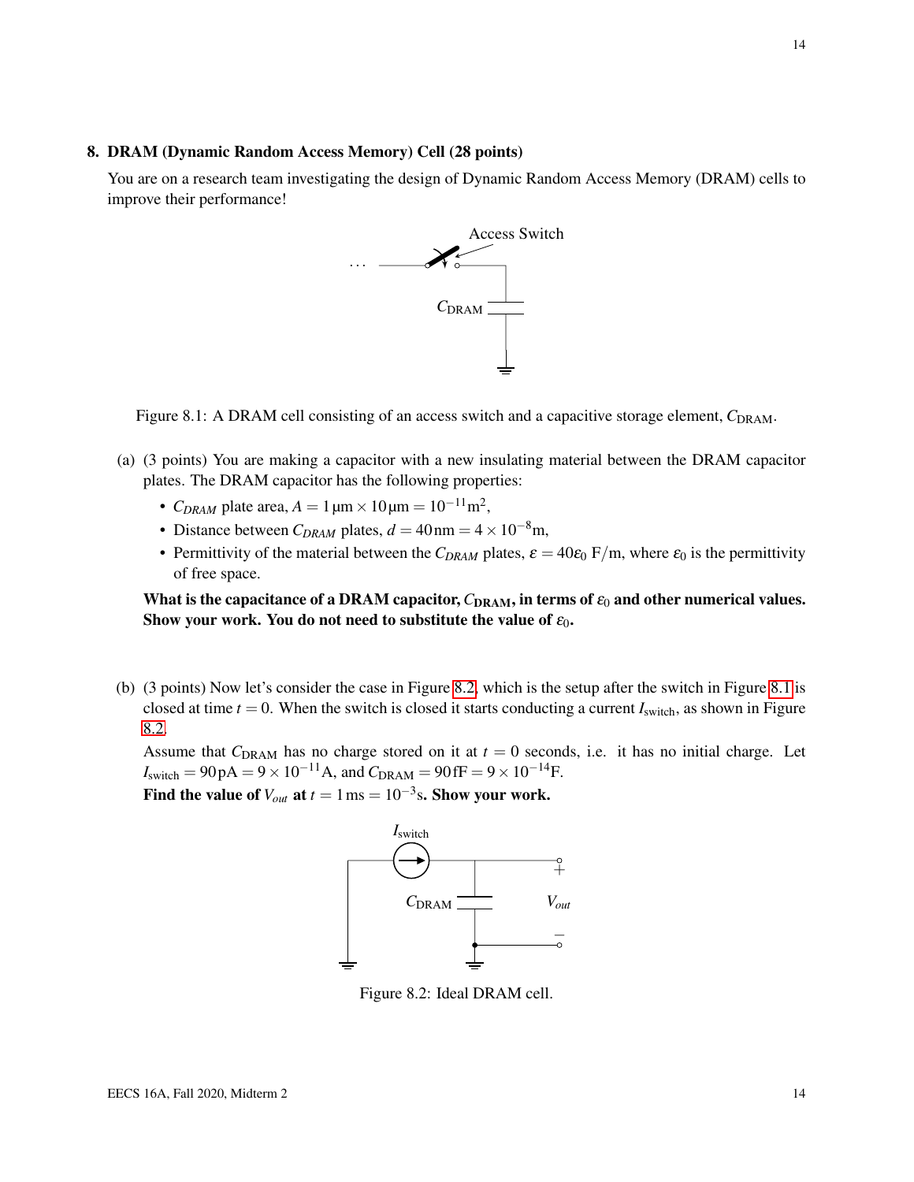## 8. DRAM (Dynamic Random Access Memory) Cell (28 points)

You are on a research team investigating the design of Dynamic Random Access Memory (DRAM) cells to improve their performance!

Figure 8.1: A DRAM cell consisting of an access switch and a capacitive storage element, $C_{\text{DRAM}}$.

(a) (3 points) You are making a capacitor with a new insulating material between the DRAM capacitor plates. The DRAM capacitor has the following properties:

- $C_{DRAM}$ plate area, $A = 1\,\mu\text{m} \times 10\,\mu\text{m} = 10^{-11}\text{m}^2$,
- Distance between $C_{DRAM}$ plates, $d = 40\,\text{nm} = 4 \times 10^{-8}\text{m}$,
- Permittivity of the material between the $C_{DRAM}$ plates, $\varepsilon = 40\varepsilon_0$ F/m, where $\varepsilon_0$ is the permittivity of free space.

**What is the capacitance of a DRAM capacitor, $C_{\text{DRAM}}$, in terms of $\varepsilon_0$ and other numerical values. Show your work. You do not need to substitute the value of $\varepsilon_0$.**

(b) (3 points) Now let's consider the case in Figure 8.2, which is the setup after the switch in Figure 8.1 is closed at time $t = 0$. When the switch is closed it starts conducting a current $I_{\text{switch}}$, as shown in Figure 8.2.

Assume that $C_{\text{DRAM}}$ has no charge stored on it at $t = 0$ seconds, i.e. it has no initial charge. Let $I_{\text{switch}} = 90\,\text{pA} = 9 \times 10^{-11}\text{A}$, and $C_{\text{DRAM}} = 90\,\text{fF} = 9 \times 10^{-14}\text{F}$.

**Find the value of $V_{out}$ at $t = 1\,\text{ms} = 10^{-3}\text{s}$. Show your work.**

Figure 8.2: Ideal DRAM cell.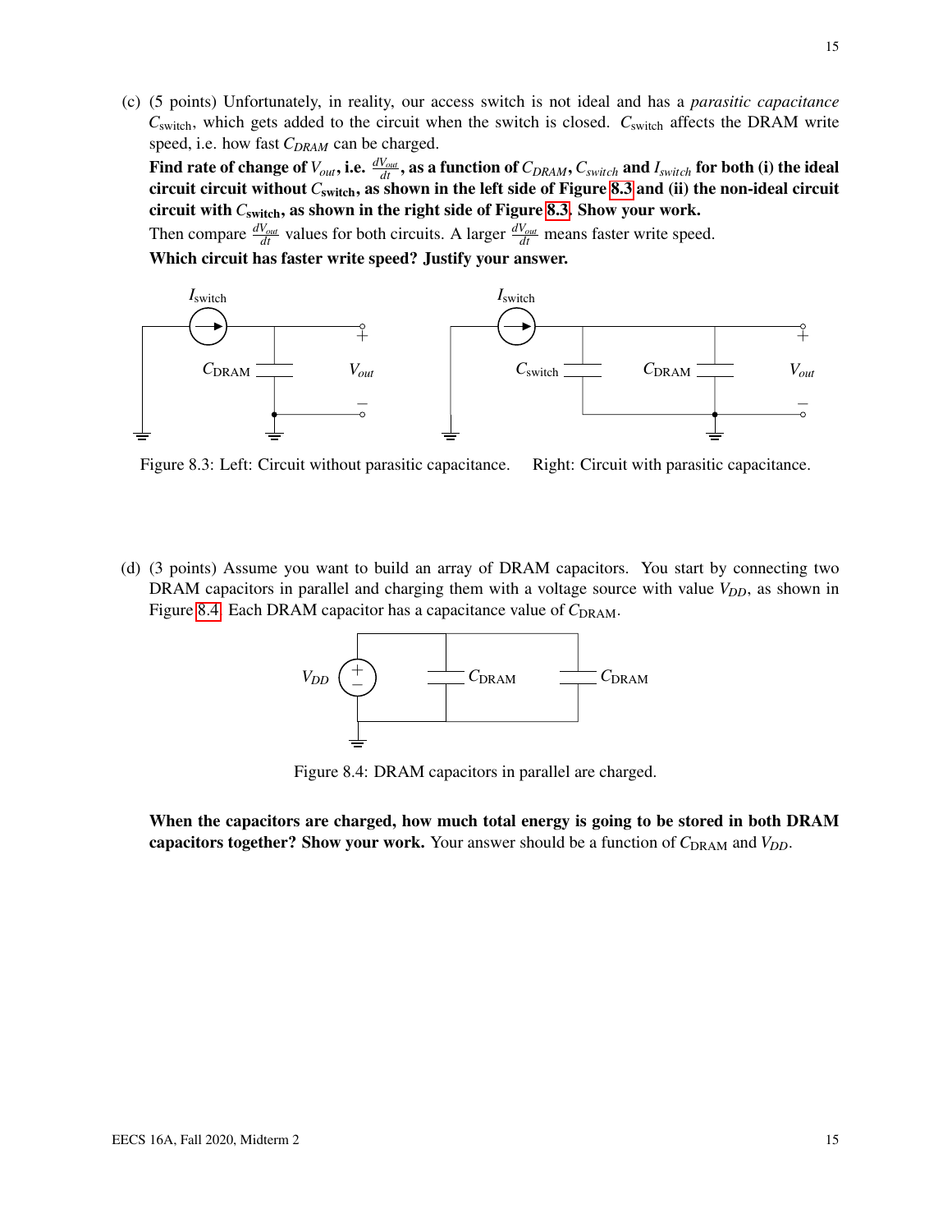(c) (5 points) Unfortunately, in reality, our access switch is not ideal and has a *parasitic capacitance* $C_{\text{switch}}$, which gets added to the circuit when the switch is closed. $C_{\text{switch}}$ affects the DRAM write speed, i.e. how fast $C_{DRAM}$ can be charged.

**Find rate of change of $V_{out}$, i.e. $\frac{dV_{out}}{dt}$, as a function of $C_{DRAM}$, $C_{switch}$ and $I_{switch}$ for both (i) the ideal circuit circuit without $C_{\text{switch}}$, as shown in the left side of Figure 8.3 and (ii) the non-ideal circuit circuit with $C_{\text{switch}}$, as shown in the right side of Figure 8.3. Show your work.**

Then compare $\frac{dV_{out}}{dt}$ values for both circuits. A larger $\frac{dV_{out}}{dt}$ means faster write speed.

**Which circuit has faster write speed? Justify your answer.**

Figure 8.3: Left: Circuit without parasitic capacitance. Right: Circuit with parasitic capacitance.

(d) (3 points) Assume you want to build an array of DRAM capacitors. You start by connecting two DRAM capacitors in parallel and charging them with a voltage source with value $V_{DD}$, as shown in Figure 8.4. Each DRAM capacitor has a capacitance value of $C_{\text{DRAM}}$.

Figure 8.4: DRAM capacitors in parallel are charged.

**When the capacitors are charged, how much total energy is going to be stored in both DRAM capacitors together? Show your work.** Your answer should be a function of $C_{\text{DRAM}}$ and $V_{DD}$.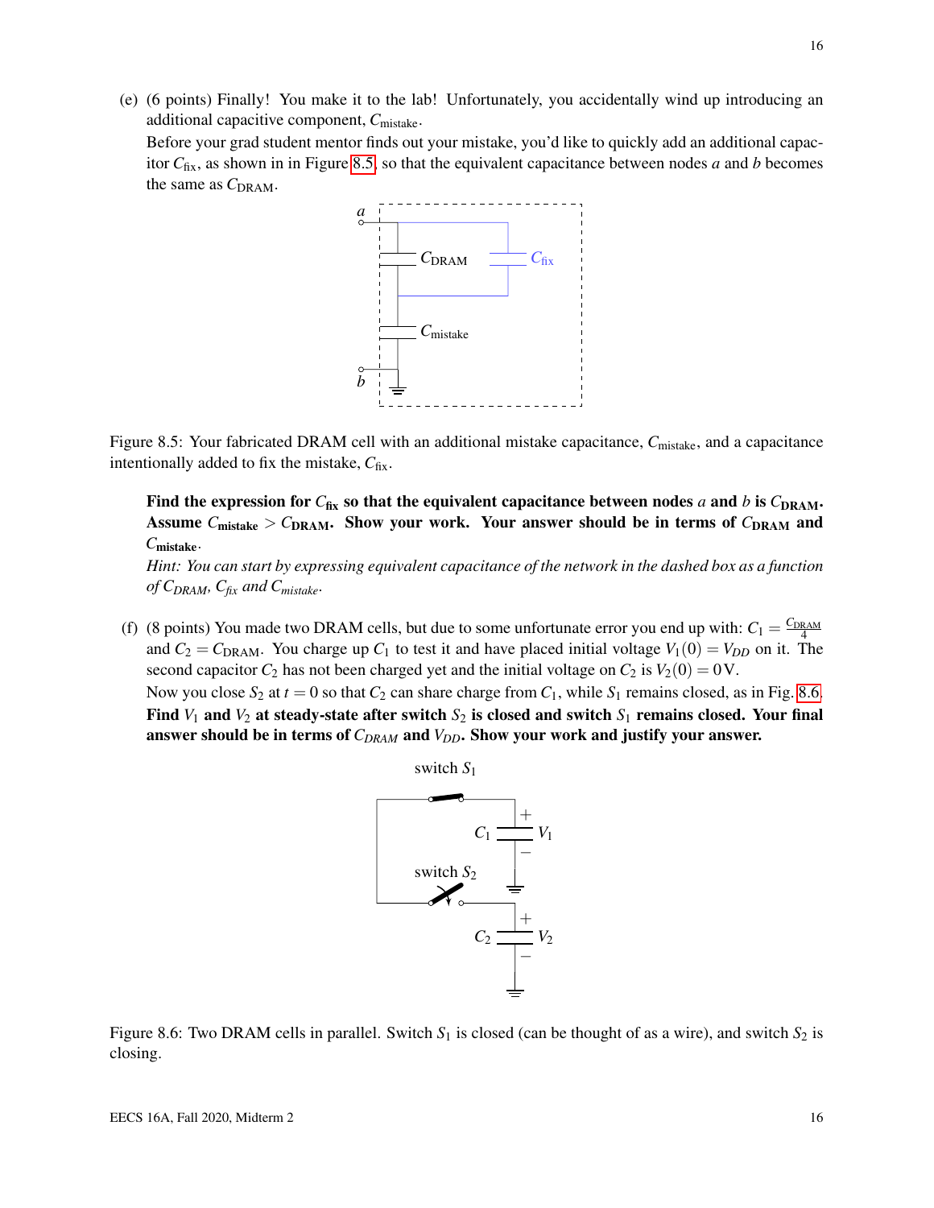(e) (6 points) Finally! You make it to the lab! Unfortunately, you accidentally wind up introducing an additional capacitive component, $C_{\text{mistake}}$.

Before your grad student mentor finds out your mistake, you'd like to quickly add an additional capacitor $C_{\text{fix}}$, as shown in in Figure 8.5, so that the equivalent capacitance between nodes $a$ and $b$ becomes the same as $C_{\text{DRAM}}$.

a

$C_{\text{DRAM}}$

$C_{\text{fix}}$

$C_{\text{mistake}}$

b

Figure 8.5: Your fabricated DRAM cell with an additional mistake capacitance, $C_{\text{mistake}}$, and a capacitance intentionally added to fix the mistake, $C_{\text{fix}}$.

**Find the expression for $C_{\text{fix}}$ so that the equivalent capacitance between nodes $a$ and $b$ is $C_{\text{DRAM}}$. Assume $C_{\text{mistake}} > C_{\text{DRAM}}$. Show your work. Your answer should be in terms of $C_{\text{DRAM}}$ and $C_{\text{mistake}}$.**

*Hint: You can start by expressing equivalent capacitance of the network in the dashed box as a function of $C_{DRAM}$, $C_{fix}$ and $C_{mistake}$.*

(f) (8 points) You made two DRAM cells, but due to some unfortunate error you end up with: $C_1 = \frac{C_{\text{DRAM}}}{4}$ and $C_2 = C_{\text{DRAM}}$. You charge up $C_1$ to test it and have placed initial voltage $V_1(0) = V_{DD}$ on it. The second capacitor $C_2$ has not been charged yet and the initial voltage on $C_2$ is $V_2(0) = 0\,\text{V}$.

Now you close $S_2$ at $t = 0$ so that $C_2$ can share charge from $C_1$, while $S_1$ remains closed, as in Fig. 8.6. **Find $V_1$ and $V_2$ at steady-state after switch $S_2$ is closed and switch $S_1$ remains closed. Your final answer should be in terms of $C_{DRAM}$ and $V_{DD}$. Show your work and justify your answer.**

switch $S_1$

$C_1$ $V_1$

switch $S_2$

$C_2$ $V_2$

Figure 8.6: Two DRAM cells in parallel. Switch $S_1$ is closed (can be thought of as a wire), and switch $S_2$ is closing.